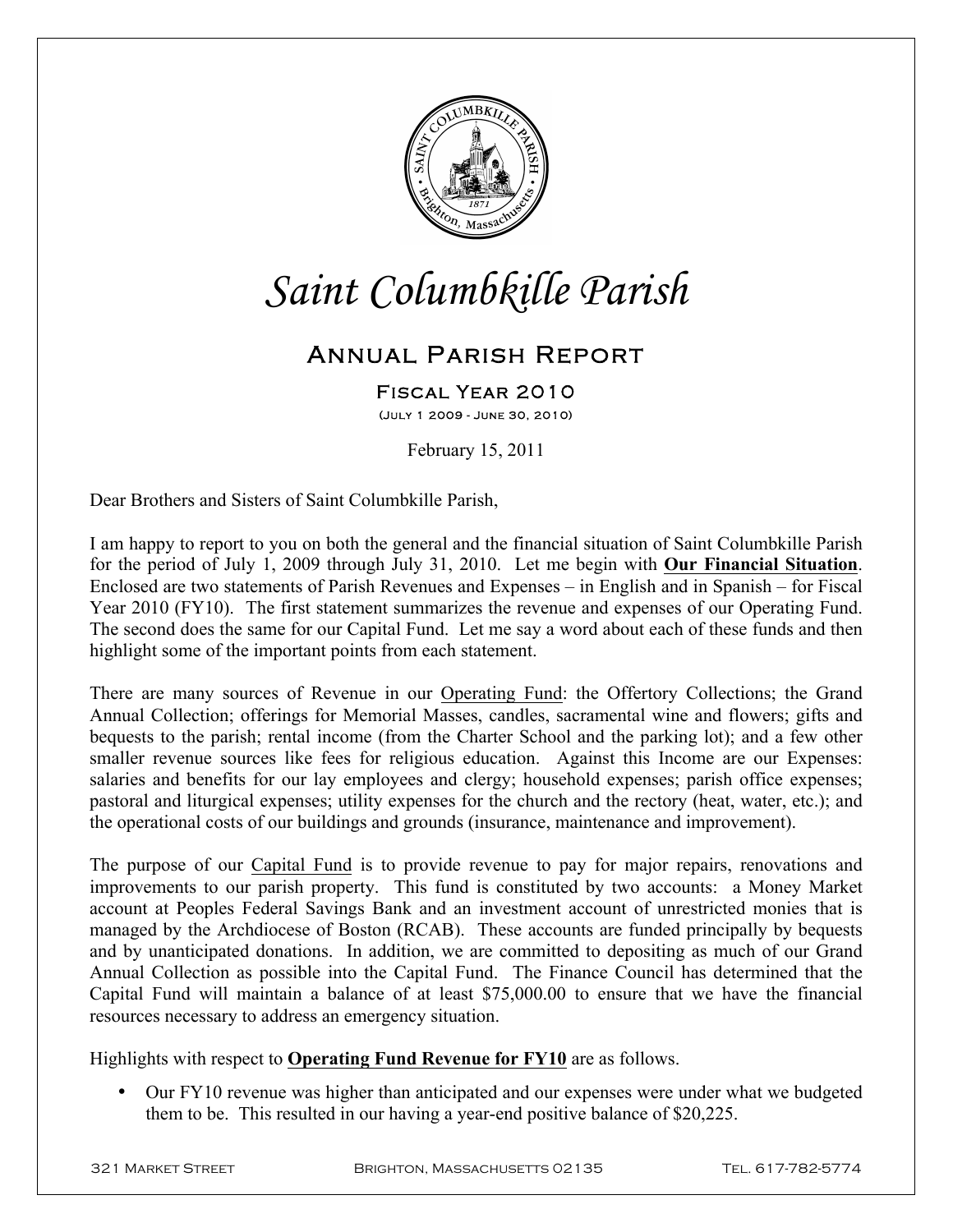# Saint Columbkille Parish

## Annual Parish Report

### Fiscal Year 2010

(July 1 2009 - June 30, 2010)

February 15, 2011

Dear Brothers and Sisters of Saint Columbkille Parish,

I am happy to report to you on both the general and the financial situation of Saint Columbkille Parish for the period of July 1, 2009 through July 31, 2010. Let me begin with **Our Financial Situation**. Enclosed are two statements of Parish Revenues and Expenses – in English and in Spanish – for Fiscal Year 2010 (FY10). The first statement summarizes the revenue and expenses of our Operating Fund. The second does the same for our Capital Fund. Let me say a word about each of these funds and then highlight some of the important points from each statement.

There are many sources of Revenue in our Operating Fund: the Offertory Collections; the Grand Annual Collection; offerings for Memorial Masses, candles, sacramental wine and flowers; gifts and bequests to the parish; rental income (from the Charter School and the parking lot); and a few other smaller revenue sources like fees for religious education. Against this Income are our Expenses: salaries and benefits for our lay employees and clergy; household expenses; parish office expenses; pastoral and liturgical expenses; utility expenses for the church and the rectory (heat, water, etc.); and the operational costs of our buildings and grounds (insurance, maintenance and improvement).

The purpose of our Capital Fund is to provide revenue to pay for major repairs, renovations and improvements to our parish property. This fund is constituted by two accounts: a Money Market account at Peoples Federal Savings Bank and an investment account of unrestricted monies that is managed by the Archdiocese of Boston (RCAB). These accounts are funded principally by bequests and by unanticipated donations. In addition, we are committed to depositing as much of our Grand Annual Collection as possible into the Capital Fund. The Finance Council has determined that the Capital Fund will maintain a balance of at least $75,000.00 to ensure that we have the financial resources necessary to address an emergency situation.

Highlights with respect to **Operating Fund Revenue for FY10** are as follows.

- Our FY10 revenue was higher than anticipated and our expenses were under what we budgeted them to be. This resulted in our having a year-end positive balance of $20,225.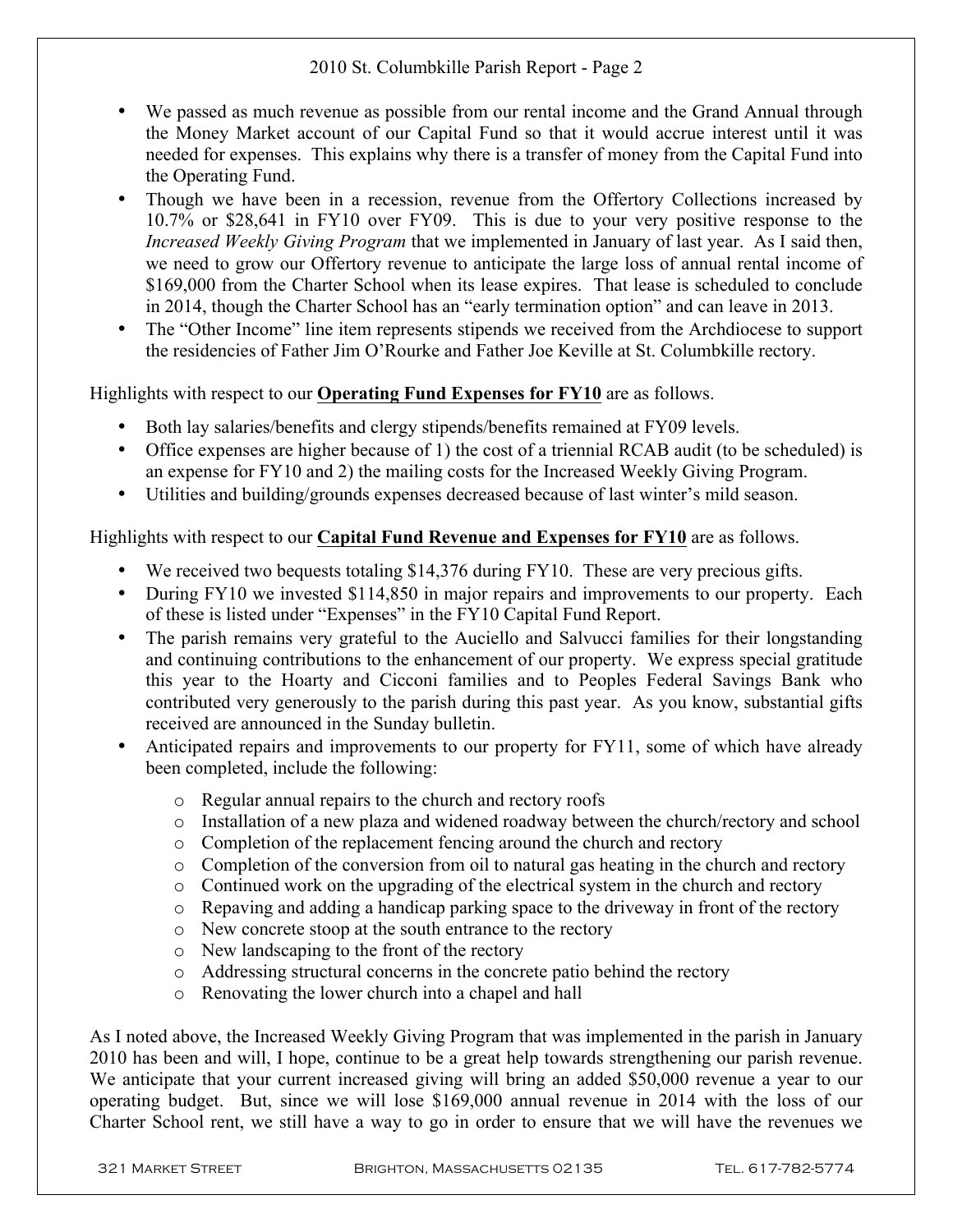- We passed as much revenue as possible from our rental income and the Grand Annual through the Money Market account of our Capital Fund so that it would accrue interest until it was needed for expenses. This explains why there is a transfer of money from the Capital Fund into the Operating Fund.
- Though we have been in a recession, revenue from the Offertory Collections increased by 10.7% or $28,641 in FY10 over FY09. This is due to your very positive response to the *Increased Weekly Giving Program* that we implemented in January of last year. As I said then, we need to grow our Offertory revenue to anticipate the large loss of annual rental income of $169,000 from the Charter School when its lease expires. That lease is scheduled to conclude in 2014, though the Charter School has an "early termination option" and can leave in 2013.
- The "Other Income" line item represents stipends we received from the Archdiocese to support the residencies of Father Jim O'Rourke and Father Joe Keville at St. Columbkille rectory.

Highlights with respect to our **Operating Fund Expenses for FY10** are as follows.

- Both lay salaries/benefits and clergy stipends/benefits remained at FY09 levels.
- Office expenses are higher because of 1) the cost of a triennial RCAB audit (to be scheduled) is an expense for FY10 and 2) the mailing costs for the Increased Weekly Giving Program.
- Utilities and building/grounds expenses decreased because of last winter's mild season.

Highlights with respect to our **Capital Fund Revenue and Expenses for FY10** are as follows.

- We received two bequests totaling $14,376 during FY10. These are very precious gifts.
- During FY10 we invested $114,850 in major repairs and improvements to our property. Each of these is listed under "Expenses" in the FY10 Capital Fund Report.
- The parish remains very grateful to the Auciello and Salvucci families for their longstanding and continuing contributions to the enhancement of our property. We express special gratitude this year to the Hoarty and Cicconi families and to Peoples Federal Savings Bank who contributed very generously to the parish during this past year. As you know, substantial gifts received are announced in the Sunday bulletin.
- Anticipated repairs and improvements to our property for FY11, some of which have already been completed, include the following:
  - Regular annual repairs to the church and rectory roofs
  - Installation of a new plaza and widened roadway between the church/rectory and school
  - Completion of the replacement fencing around the church and rectory
  - Completion of the conversion from oil to natural gas heating in the church and rectory
  - Continued work on the upgrading of the electrical system in the church and rectory
  - Repaving and adding a handicap parking space to the driveway in front of the rectory
  - New concrete stoop at the south entrance to the rectory
  - New landscaping to the front of the rectory
  - Addressing structural concerns in the concrete patio behind the rectory
  - Renovating the lower church into a chapel and hall

As I noted above, the Increased Weekly Giving Program that was implemented in the parish in January 2010 has been and will, I hope, continue to be a great help towards strengthening our parish revenue. We anticipate that your current increased giving will bring an added $50,000 revenue a year to our operating budget. But, since we will lose $169,000 annual revenue in 2014 with the loss of our Charter School rent, we still have a way to go in order to ensure that we will have the revenues we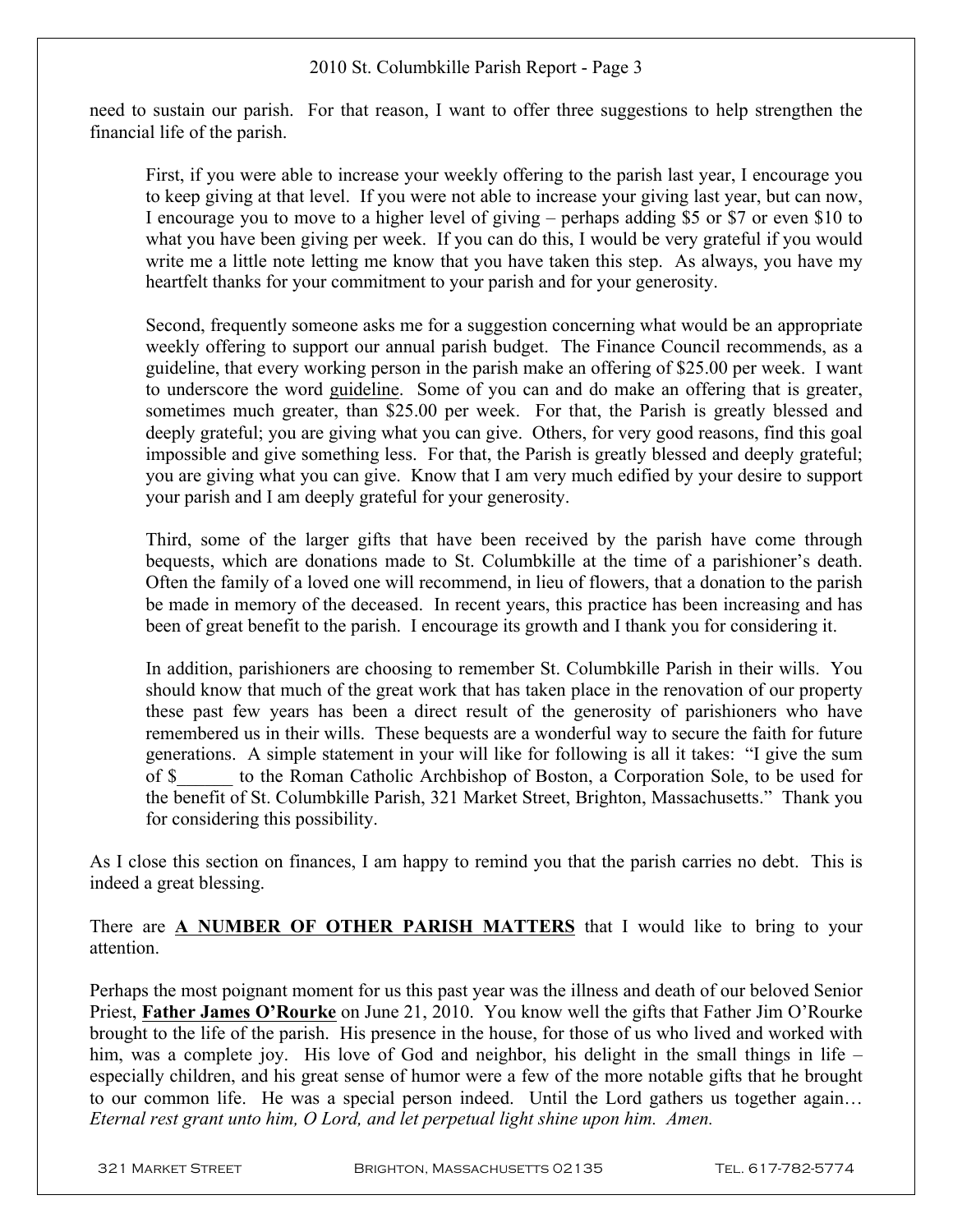need to sustain our parish. For that reason, I want to offer three suggestions to help strengthen the financial life of the parish.

> First, if you were able to increase your weekly offering to the parish last year, I encourage you to keep giving at that level. If you were not able to increase your giving last year, but can now, I encourage you to move to a higher level of giving – perhaps adding $5 or $7 or even $10 to what you have been giving per week. If you can do this, I would be very grateful if you would write me a little note letting me know that you have taken this step. As always, you have my heartfelt thanks for your commitment to your parish and for your generosity.
>
> Second, frequently someone asks me for a suggestion concerning what would be an appropriate weekly offering to support our annual parish budget. The Finance Council recommends, as a guideline, that every working person in the parish make an offering of $25.00 per week. I want to underscore the word <u>guideline</u>. Some of you can and do make an offering that is greater, sometimes much greater, than $25.00 per week. For that, the Parish is greatly blessed and deeply grateful; you are giving what you can give. Others, for very good reasons, find this goal impossible and give something less. For that, the Parish is greatly blessed and deeply grateful; you are giving what you can give. Know that I am very much edified by your desire to support your parish and I am deeply grateful for your generosity.
>
> Third, some of the larger gifts that have been received by the parish have come through bequests, which are donations made to St. Columbkille at the time of a parishioner's death. Often the family of a loved one will recommend, in lieu of flowers, that a donation to the parish be made in memory of the deceased. In recent years, this practice has been increasing and has been of great benefit to the parish. I encourage its growth and I thank you for considering it.
>
> In addition, parishioners are choosing to remember St. Columbkille Parish in their wills. You should know that much of the great work that has taken place in the renovation of our property these past few years has been a direct result of the generosity of parishioners who have remembered us in their wills. These bequests are a wonderful way to secure the faith for future generations. A simple statement in your will like for following is all it takes: "I give the sum of $______ to the Roman Catholic Archbishop of Boston, a Corporation Sole, to be used for the benefit of St. Columbkille Parish, 321 Market Street, Brighton, Massachusetts." Thank you for considering this possibility.

As I close this section on finances, I am happy to remind you that the parish carries no debt. This is indeed a great blessing.

There are **<u>A NUMBER OF OTHER PARISH MATTERS</u>** that I would like to bring to your attention.

Perhaps the most poignant moment for us this past year was the illness and death of our beloved Senior Priest, **<u>Father James O'Rourke</u>** on June 21, 2010. You know well the gifts that Father Jim O'Rourke brought to the life of the parish. His presence in the house, for those of us who lived and worked with him, was a complete joy. His love of God and neighbor, his delight in the small things in life – especially children, and his great sense of humor were a few of the more notable gifts that he brought to our common life. He was a special person indeed. Until the Lord gathers us together again… *Eternal rest grant unto him, O Lord, and let perpetual light shine upon him. Amen.*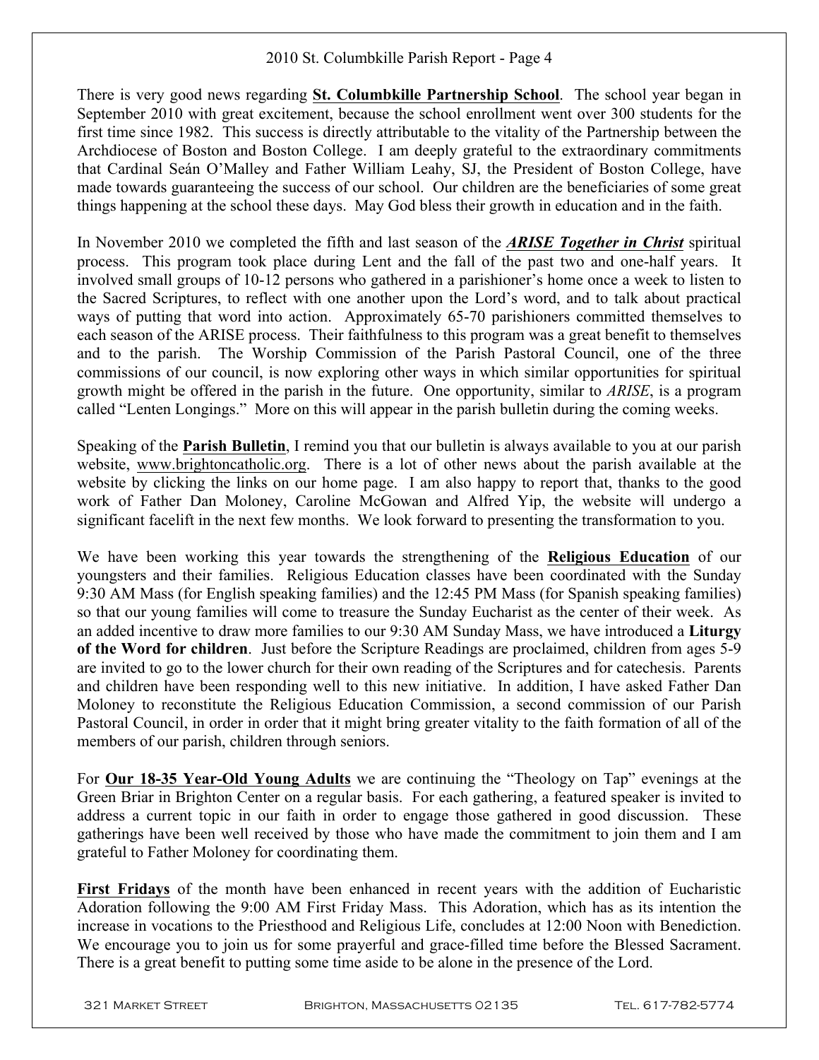There is very good news regarding **St. Columbkille Partnership School**. The school year began in September 2010 with great excitement, because the school enrollment went over 300 students for the first time since 1982. This success is directly attributable to the vitality of the Partnership between the Archdiocese of Boston and Boston College. I am deeply grateful to the extraordinary commitments that Cardinal Seán O'Malley and Father William Leahy, SJ, the President of Boston College, have made towards guaranteeing the success of our school. Our children are the beneficiaries of some great things happening at the school these days. May God bless their growth in education and in the faith.

In November 2010 we completed the fifth and last season of the ***ARISE Together in Christ*** spiritual process. This program took place during Lent and the fall of the past two and one-half years. It involved small groups of 10-12 persons who gathered in a parishioner's home once a week to listen to the Sacred Scriptures, to reflect with one another upon the Lord's word, and to talk about practical ways of putting that word into action. Approximately 65-70 parishioners committed themselves to each season of the ARISE process. Their faithfulness to this program was a great benefit to themselves and to the parish. The Worship Commission of the Parish Pastoral Council, one of the three commissions of our council, is now exploring other ways in which similar opportunities for spiritual growth might be offered in the parish in the future. One opportunity, similar to *ARISE*, is a program called "Lenten Longings." More on this will appear in the parish bulletin during the coming weeks.

Speaking of the **Parish Bulletin**, I remind you that our bulletin is always available to you at our parish website, www.brightoncatholic.org. There is a lot of other news about the parish available at the website by clicking the links on our home page. I am also happy to report that, thanks to the good work of Father Dan Moloney, Caroline McGowan and Alfred Yip, the website will undergo a significant facelift in the next few months. We look forward to presenting the transformation to you.

We have been working this year towards the strengthening of the **Religious Education** of our youngsters and their families. Religious Education classes have been coordinated with the Sunday 9:30 AM Mass (for English speaking families) and the 12:45 PM Mass (for Spanish speaking families) so that our young families will come to treasure the Sunday Eucharist as the center of their week. As an added incentive to draw more families to our 9:30 AM Sunday Mass, we have introduced a **Liturgy of the Word for children**. Just before the Scripture Readings are proclaimed, children from ages 5-9 are invited to go to the lower church for their own reading of the Scriptures and for catechesis. Parents and children have been responding well to this new initiative. In addition, I have asked Father Dan Moloney to reconstitute the Religious Education Commission, a second commission of our Parish Pastoral Council, in order in order that it might bring greater vitality to the faith formation of all of the members of our parish, children through seniors.

For **Our 18-35 Year-Old Young Adults** we are continuing the "Theology on Tap" evenings at the Green Briar in Brighton Center on a regular basis. For each gathering, a featured speaker is invited to address a current topic in our faith in order to engage those gathered in good discussion. These gatherings have been well received by those who have made the commitment to join them and I am grateful to Father Moloney for coordinating them.

**First Fridays** of the month have been enhanced in recent years with the addition of Eucharistic Adoration following the 9:00 AM First Friday Mass. This Adoration, which has as its intention the increase in vocations to the Priesthood and Religious Life, concludes at 12:00 Noon with Benediction. We encourage you to join us for some prayerful and grace-filled time before the Blessed Sacrament. There is a great benefit to putting some time aside to be alone in the presence of the Lord.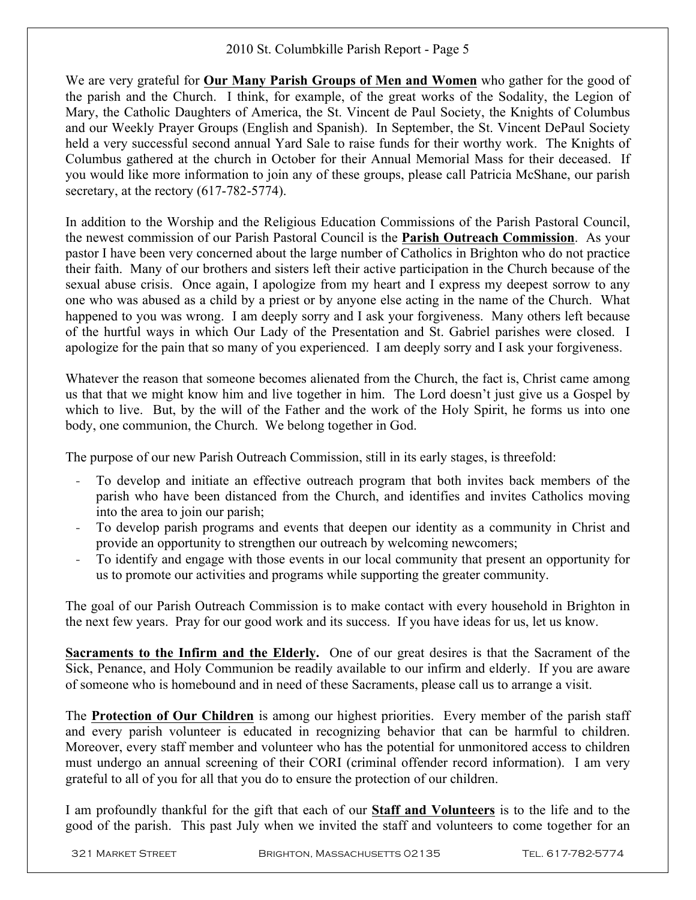We are very grateful for **Our Many Parish Groups of Men and Women** who gather for the good of the parish and the Church. I think, for example, of the great works of the Sodality, the Legion of Mary, the Catholic Daughters of America, the St. Vincent de Paul Society, the Knights of Columbus and our Weekly Prayer Groups (English and Spanish). In September, the St. Vincent DePaul Society held a very successful second annual Yard Sale to raise funds for their worthy work. The Knights of Columbus gathered at the church in October for their Annual Memorial Mass for their deceased. If you would like more information to join any of these groups, please call Patricia McShane, our parish secretary, at the rectory (617-782-5774).

In addition to the Worship and the Religious Education Commissions of the Parish Pastoral Council, the newest commission of our Parish Pastoral Council is the **Parish Outreach Commission**. As your pastor I have been very concerned about the large number of Catholics in Brighton who do not practice their faith. Many of our brothers and sisters left their active participation in the Church because of the sexual abuse crisis. Once again, I apologize from my heart and I express my deepest sorrow to any one who was abused as a child by a priest or by anyone else acting in the name of the Church. What happened to you was wrong. I am deeply sorry and I ask your forgiveness. Many others left because of the hurtful ways in which Our Lady of the Presentation and St. Gabriel parishes were closed. I apologize for the pain that so many of you experienced. I am deeply sorry and I ask your forgiveness.

Whatever the reason that someone becomes alienated from the Church, the fact is, Christ came among us that that we might know him and live together in him. The Lord doesn't just give us a Gospel by which to live. But, by the will of the Father and the work of the Holy Spirit, he forms us into one body, one communion, the Church. We belong together in God.

The purpose of our new Parish Outreach Commission, still in its early stages, is threefold:

- To develop and initiate an effective outreach program that both invites back members of the parish who have been distanced from the Church, and identifies and invites Catholics moving into the area to join our parish;
- To develop parish programs and events that deepen our identity as a community in Christ and provide an opportunity to strengthen our outreach by welcoming newcomers;
- To identify and engage with those events in our local community that present an opportunity for us to promote our activities and programs while supporting the greater community.

The goal of our Parish Outreach Commission is to make contact with every household in Brighton in the next few years. Pray for our good work and its success. If you have ideas for us, let us know.

**Sacraments to the Infirm and the Elderly.** One of our great desires is that the Sacrament of the Sick, Penance, and Holy Communion be readily available to our infirm and elderly. If you are aware of someone who is homebound and in need of these Sacraments, please call us to arrange a visit.

The **Protection of Our Children** is among our highest priorities. Every member of the parish staff and every parish volunteer is educated in recognizing behavior that can be harmful to children. Moreover, every staff member and volunteer who has the potential for unmonitored access to children must undergo an annual screening of their CORI (criminal offender record information). I am very grateful to all of you for all that you do to ensure the protection of our children.

I am profoundly thankful for the gift that each of our **Staff and Volunteers** is to the life and to the good of the parish. This past July when we invited the staff and volunteers to come together for an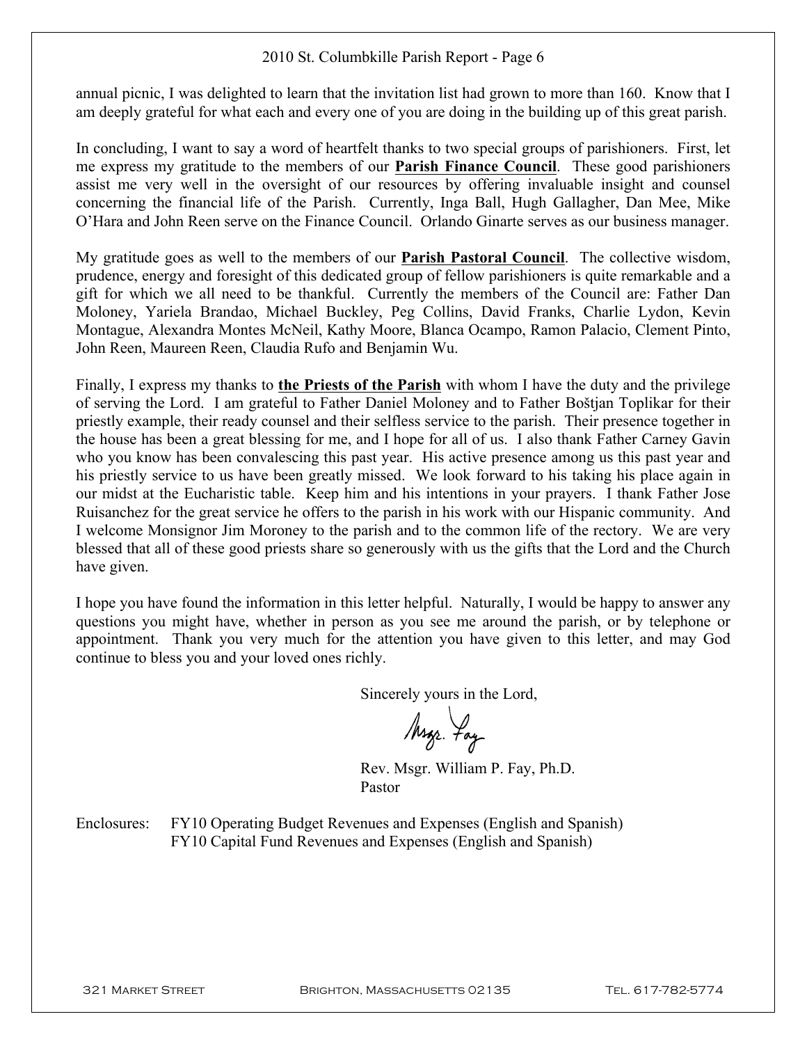annual picnic, I was delighted to learn that the invitation list had grown to more than 160. Know that I am deeply grateful for what each and every one of you are doing in the building up of this great parish.

In concluding, I want to say a word of heartfelt thanks to two special groups of parishioners. First, let me express my gratitude to the members of our **Parish Finance Council**. These good parishioners assist me very well in the oversight of our resources by offering invaluable insight and counsel concerning the financial life of the Parish. Currently, Inga Ball, Hugh Gallagher, Dan Mee, Mike O'Hara and John Reen serve on the Finance Council. Orlando Ginarte serves as our business manager.

My gratitude goes as well to the members of our **Parish Pastoral Council**. The collective wisdom, prudence, energy and foresight of this dedicated group of fellow parishioners is quite remarkable and a gift for which we all need to be thankful. Currently the members of the Council are: Father Dan Moloney, Yariela Brandao, Michael Buckley, Peg Collins, David Franks, Charlie Lydon, Kevin Montague, Alexandra Montes McNeil, Kathy Moore, Blanca Ocampo, Ramon Palacio, Clement Pinto, John Reen, Maureen Reen, Claudia Rufo and Benjamin Wu.

Finally, I express my thanks to **the Priests of the Parish** with whom I have the duty and the privilege of serving the Lord. I am grateful to Father Daniel Moloney and to Father Boštjan Toplikar for their priestly example, their ready counsel and their selfless service to the parish. Their presence together in the house has been a great blessing for me, and I hope for all of us. I also thank Father Carney Gavin who you know has been convalescing this past year. His active presence among us this past year and his priestly service to us have been greatly missed. We look forward to his taking his place again in our midst at the Eucharistic table. Keep him and his intentions in your prayers. I thank Father Jose Ruisanchez for the great service he offers to the parish in his work with our Hispanic community. And I welcome Monsignor Jim Moroney to the parish and to the common life of the rectory. We are very blessed that all of these good priests share so generously with us the gifts that the Lord and the Church have given.

I hope you have found the information in this letter helpful. Naturally, I would be happy to answer any questions you might have, whether in person as you see me around the parish, or by telephone or appointment. Thank you very much for the attention you have given to this letter, and may God continue to bless you and your loved ones richly.

Sincerely yours in the Lord,

Msgr. Fay

Rev. Msgr. William P. Fay, Ph.D.
Pastor

Enclosures: FY10 Operating Budget Revenues and Expenses (English and Spanish)
FY10 Capital Fund Revenues and Expenses (English and Spanish)

321 Market Street Brighton, Massachusetts 02135 Tel. 617-782-5774